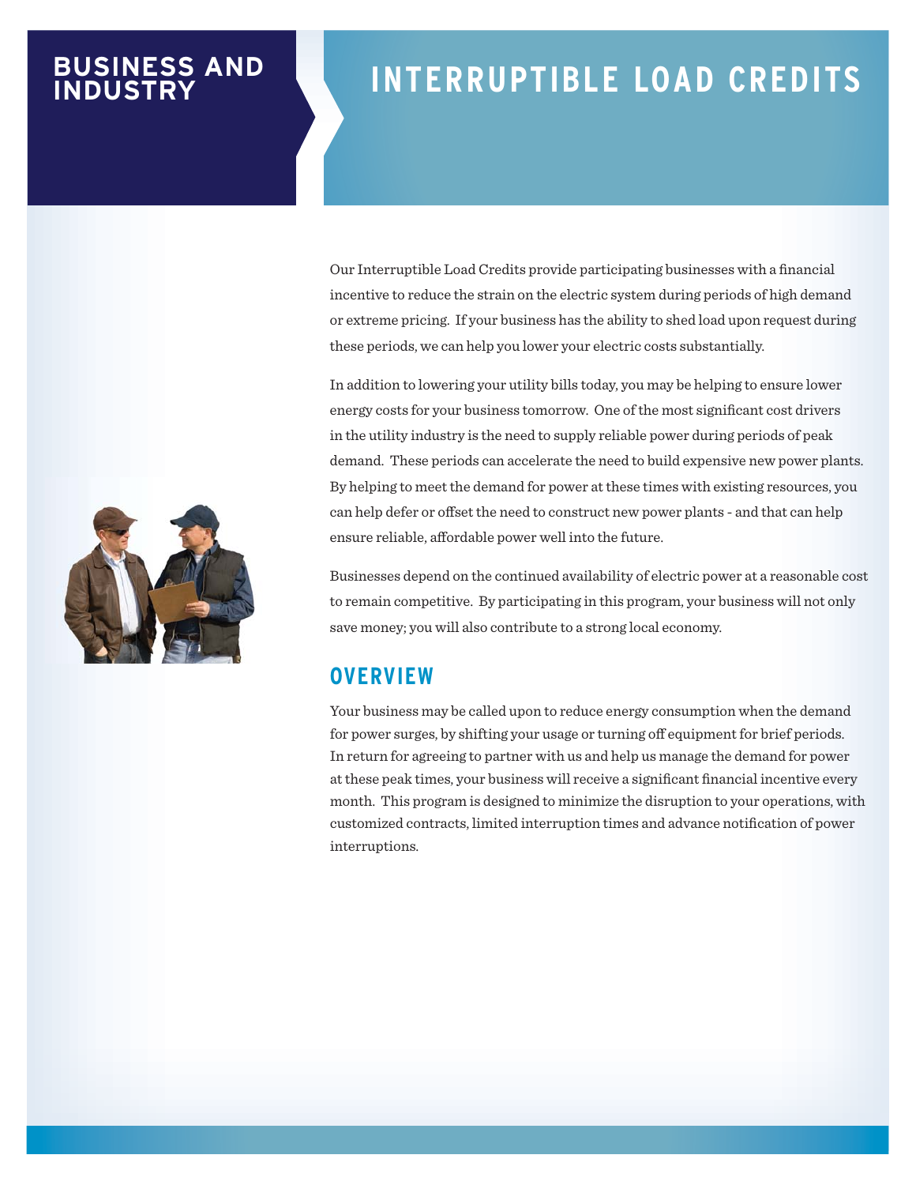# BUSINESS AND INDUSTRY

# INTERRUPTIBLE LOAD CREDITS

Our Interruptible Load Credits provide participating businesses with a financial incentive to reduce the strain on the electric system during periods of high demand or extreme pricing. If your business has the ability to shed load upon request during these periods, we can help you lower your electric costs substantially.

In addition to lowering your utility bills today, you may be helping to ensure lower energy costs for your business tomorrow. One of the most significant cost drivers in the utility industry is the need to supply reliable power during periods of peak demand. These periods can accelerate the need to build expensive new power plants. By helping to meet the demand for power at these times with existing resources, you can help defer or offset the need to construct new power plants - and that can help ensure reliable, affordable power well into the future.

Businesses depend on the continued availability of electric power at a reasonable cost to remain competitive. By participating in this program, your business will not only save money; you will also contribute to a strong local economy.

## OVERVIEW

Your business may be called upon to reduce energy consumption when the demand for power surges, by shifting your usage or turning off equipment for brief periods. In return for agreeing to partner with us and help us manage the demand for power at these peak times, your business will receive a significant financial incentive every month. This program is designed to minimize the disruption to your operations, with customized contracts, limited interruption times and advance notification of power interruptions.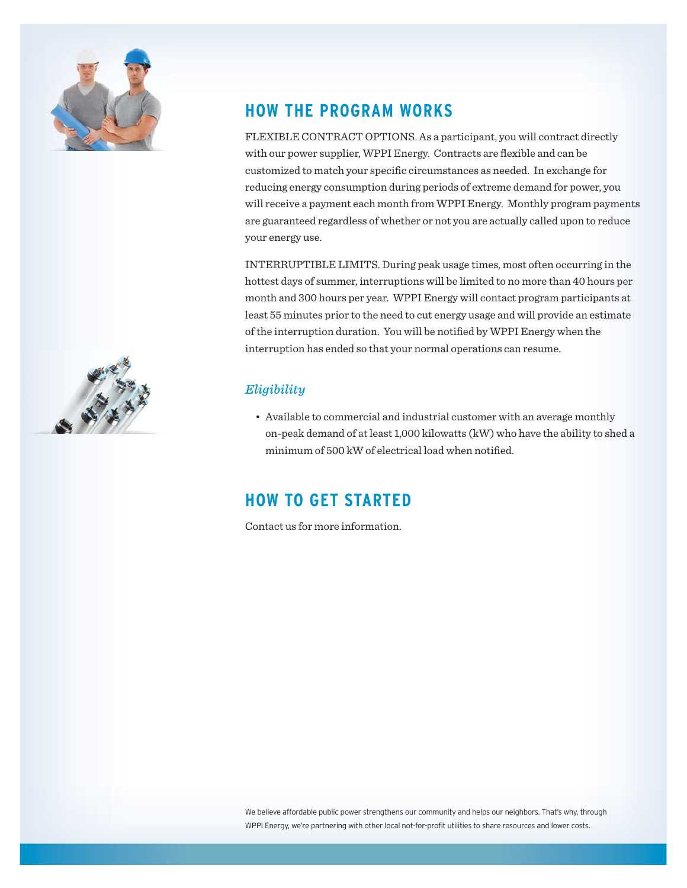## HOW THE PROGRAM WORKS

FLEXIBLE CONTRACT OPTIONS. As a participant, you will contract directly with our power supplier, WPPI Energy. Contracts are flexible and can be customized to match your specific circumstances as needed. In exchange for reducing energy consumption during periods of extreme demand for power, you will receive a payment each month from WPPI Energy. Monthly program payments are guaranteed regardless of whether or not you are actually called upon to reduce your energy use.

INTERRUPTIBLE LIMITS. During peak usage times, most often occurring in the hottest days of summer, interruptions will be limited to no more than 40 hours per month and 300 hours per year. WPPI Energy will contact program participants at least 55 minutes prior to the need to cut energy usage and will provide an estimate of the interruption duration. You will be notified by WPPI Energy when the interruption has ended so that your normal operations can resume.

### *Eligibility*

- Available to commercial and industrial customer with an average monthly on-peak demand of at least 1,000 kilowatts (kW) who have the ability to shed a minimum of 500 kW of electrical load when notified.

## HOW TO GET STARTED

Contact us for more information.

We believe affordable public power strengthens our community and helps our neighbors. That's why, through WPPI Energy, we're partnering with other local not-for-profit utilities to share resources and lower costs.